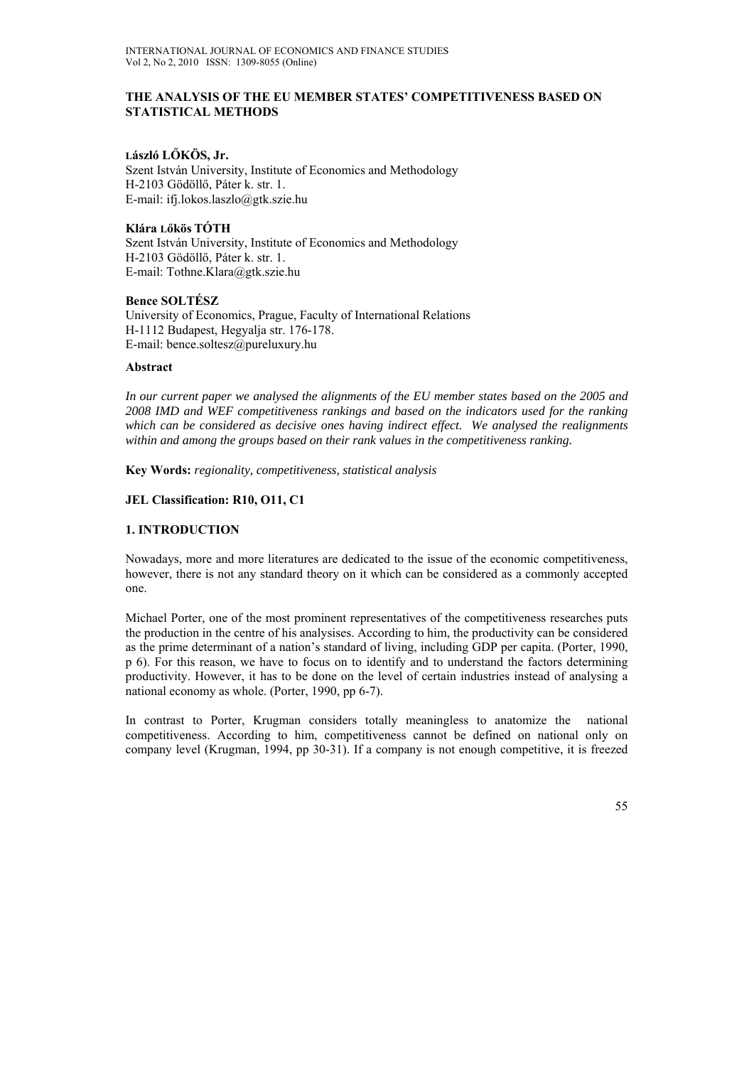# THE ANALYSIS OF THE EU MEMBER STATES' COMPETITIVENESS BASED ON STATISTICAL METHODS

**László LŐKÖS, Jr.**
Szent István University, Institute of Economics and Methodology
H-2103 Gödöllő, Páter k. str. 1.
E-mail: ifj.lokos.laszlo@gtk.szie.hu

**Klára Lőkös TÓTH**
Szent István University, Institute of Economics and Methodology
H-2103 Gödöllő, Páter k. str. 1.
E-mail: Tothne.Klara@gtk.szie.hu

**Bence SOLTÉSZ**
University of Economics, Prague, Faculty of International Relations
H-1112 Budapest, Hegyalja str. 176-178.
E-mail: bence.soltesz@pureluxury.hu

**Abstract**

*In our current paper we analysed the alignments of the EU member states based on the 2005 and 2008 IMD and WEF competitiveness rankings and based on the indicators used for the ranking which can be considered as decisive ones having indirect effect. We analysed the realignments within and among the groups based on their rank values in the competitiveness ranking.*

**Key Words:** *regionality, competitiveness, statistical analysis*

**JEL Classification: R10, O11, C1**

## 1. INTRODUCTION

Nowadays, more and more literatures are dedicated to the issue of the economic competitiveness, however, there is not any standard theory on it which can be considered as a commonly accepted one.

Michael Porter, one of the most prominent representatives of the competitiveness researches puts the production in the centre of his analysises. According to him, the productivity can be considered as the prime determinant of a nation's standard of living, including GDP per capita. (Porter, 1990, p 6). For this reason, we have to focus on to identify and to understand the factors determining productivity. However, it has to be done on the level of certain industries instead of analysing a national economy as whole. (Porter, 1990, pp 6-7).

In contrast to Porter, Krugman considers totally meaningless to anatomize the national competitiveness. According to him, competitiveness cannot be defined on national only on company level (Krugman, 1994, pp 30-31). If a company is not enough competitive, it is freezed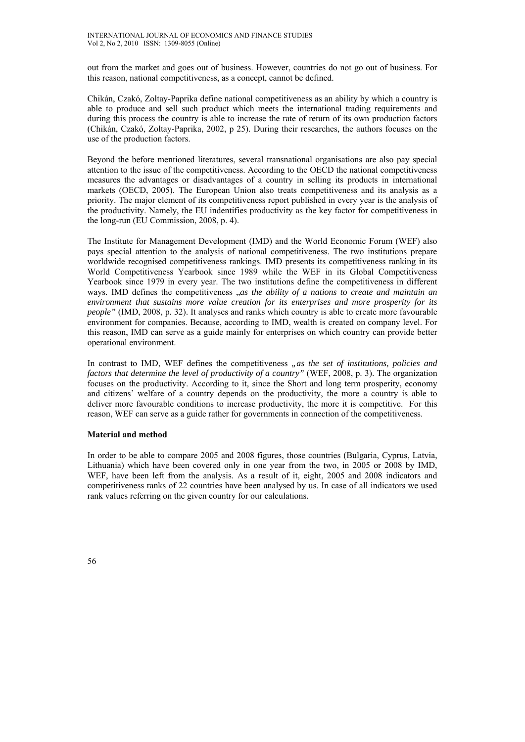out from the market and goes out of business. However, countries do not go out of business. For this reason, national competitiveness, as a concept, cannot be defined.

Chikán, Czakó, Zoltay-Paprika define national competitiveness as an ability by which a country is able to produce and sell such product which meets the international trading requirements and during this process the country is able to increase the rate of return of its own production factors (Chikán, Czakó, Zoltay-Paprika, 2002, p 25). During their researches, the authors focuses on the use of the production factors.

Beyond the before mentioned literatures, several transnational organisations are also pay special attention to the issue of the competitiveness. According to the OECD the national competitiveness measures the advantages or disadvantages of a country in selling its products in international markets (OECD, 2005). The European Union also treats competitiveness and its analysis as a priority. The major element of its competitiveness report published in every year is the analysis of the productivity. Namely, the EU indentifies productivity as the key factor for competitiveness in the long-run (EU Commission, 2008, p. 4).

The Institute for Management Development (IMD) and the World Economic Forum (WEF) also pays special attention to the analysis of national competitiveness. The two institutions prepare worldwide recognised competitiveness rankings. IMD presents its competitiveness ranking in its World Competitiveness Yearbook since 1989 while the WEF in its Global Competitiveness Yearbook since 1979 in every year. The two institutions define the competitiveness in different ways. IMD defines the competitiveness *„as the ability of a nations to create and maintain an environment that sustains more value creation for its enterprises and more prosperity for its people"* (IMD, 2008, p. 32). It analyses and ranks which country is able to create more favourable environment for companies. Because, according to IMD, wealth is created on company level. For this reason, IMD can serve as a guide mainly for enterprises on which country can provide better operational environment.

In contrast to IMD, WEF defines the competitiveness *„as the set of institutions, policies and factors that determine the level of productivity of a country"* (WEF, 2008, p. 3). The organization focuses on the productivity. According to it, since the Short and long term prosperity, economy and citizens' welfare of a country depends on the productivity, the more a country is able to deliver more favourable conditions to increase productivity, the more it is competitive. For this reason, WEF can serve as a guide rather for governments in connection of the competitiveness.

**Material and method**

In order to be able to compare 2005 and 2008 figures, those countries (Bulgaria, Cyprus, Latvia, Lithuania) which have been covered only in one year from the two, in 2005 or 2008 by IMD, WEF, have been left from the analysis. As a result of it, eight, 2005 and 2008 indicators and competitiveness ranks of 22 countries have been analysed by us. In case of all indicators we used rank values referring on the given country for our calculations.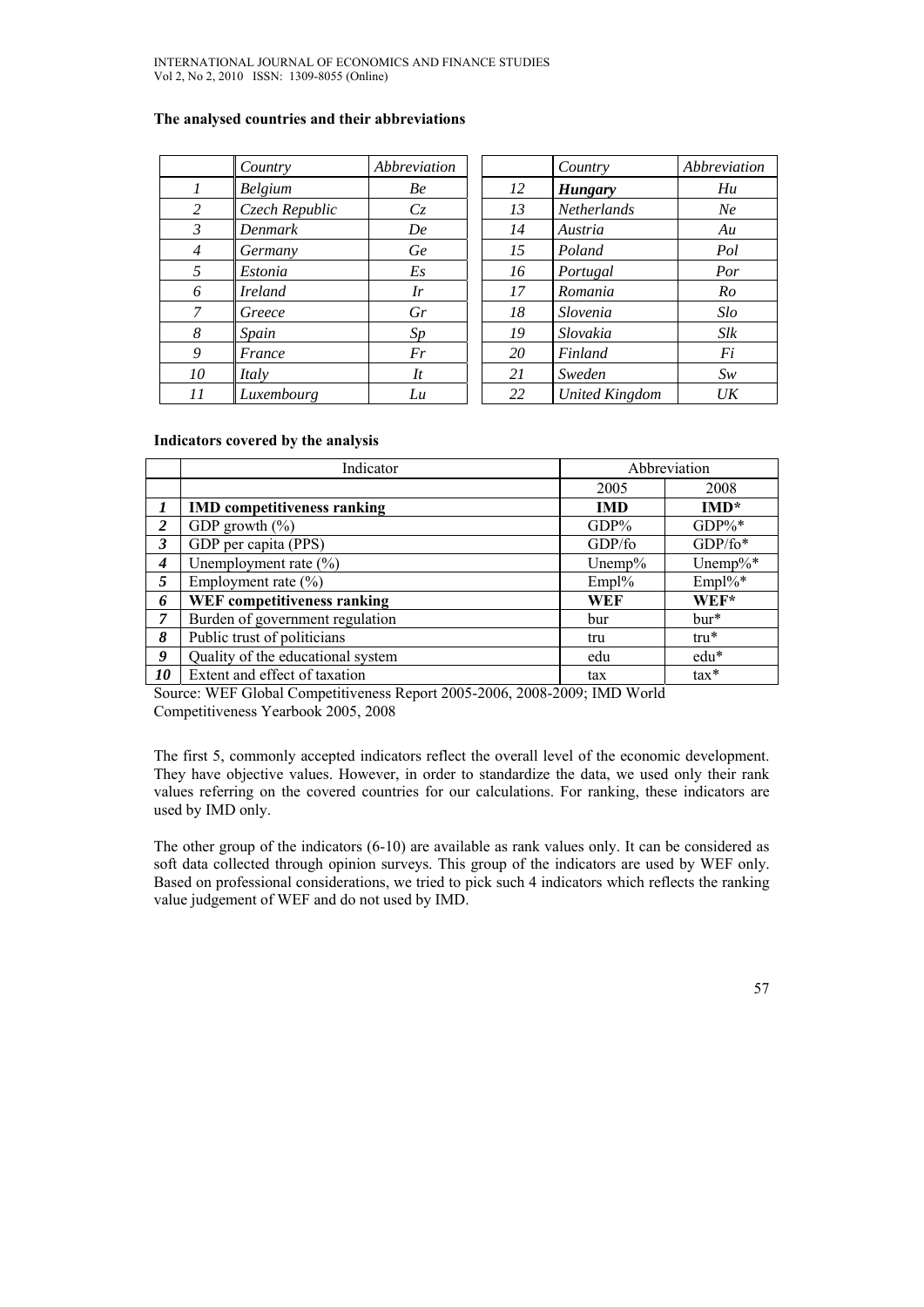**The analysed countries and their abbreviations**

| | *Country* | *Abbreviation* | | *Country* | *Abbreviation* |
|---|---|---|---|---|---|
| *1* | *Belgium* | *Be* | *12* | ***Hungary*** | *Hu* |
| *2* | *Czech Republic* | *Cz* | *13* | *Netherlands* | *Ne* |
| *3* | *Denmark* | *De* | *14* | *Austria* | *Au* |
| *4* | *Germany* | *Ge* | *15* | *Poland* | *Pol* |
| *5* | *Estonia* | *Es* | *16* | *Portugal* | *Por* |
| *6* | *Ireland* | *Ir* | *17* | *Romania* | *Ro* |
| *7* | *Greece* | *Gr* | *18* | *Slovenia* | *Slo* |
| *8* | *Spain* | *Sp* | *19* | *Slovakia* | *Slk* |
| *9* | *France* | *Fr* | *20* | *Finland* | *Fi* |
| *10* | *Italy* | *It* | *21* | *Sweden* | *Sw* |
| *11* | *Luxembourg* | *Lu* | *22* | *United Kingdom* | *UK* |

**Indicators covered by the analysis**

| | Indicator | Abbreviation | |
|---|---|---|---|
| | | 2005 | 2008 |
| ***1*** | **IMD competitiveness ranking** | **IMD** | **IMD*** |
| ***2*** | GDP growth (%) | GDP% | GDP%* |
| ***3*** | GDP per capita (PPS) | GDP/fo | GDP/fo* |
| ***4*** | Unemployment rate (%) | Unemp% | Unemp%* |
| ***5*** | Employment rate (%) | Empl% | Empl%* |
| ***6*** | **WEF competitiveness ranking** | **WEF** | **WEF*** |
| ***7*** | Burden of government regulation | bur | bur* |
| ***8*** | Public trust of politicians | tru | tru* |
| ***9*** | Quality of the educational system | edu | edu* |
| ***10*** | Extent and effect of taxation | tax | tax* |

Source: WEF Global Competitiveness Report 2005-2006, 2008-2009; IMD World Competitiveness Yearbook 2005, 2008

The first 5, commonly accepted indicators reflect the overall level of the economic development. They have objective values. However, in order to standardize the data, we used only their rank values referring on the covered countries for our calculations. For ranking, these indicators are used by IMD only.

The other group of the indicators (6-10) are available as rank values only. It can be considered as soft data collected through opinion surveys. This group of the indicators are used by WEF only. Based on professional considerations, we tried to pick such 4 indicators which reflects the ranking value judgement of WEF and do not used by IMD.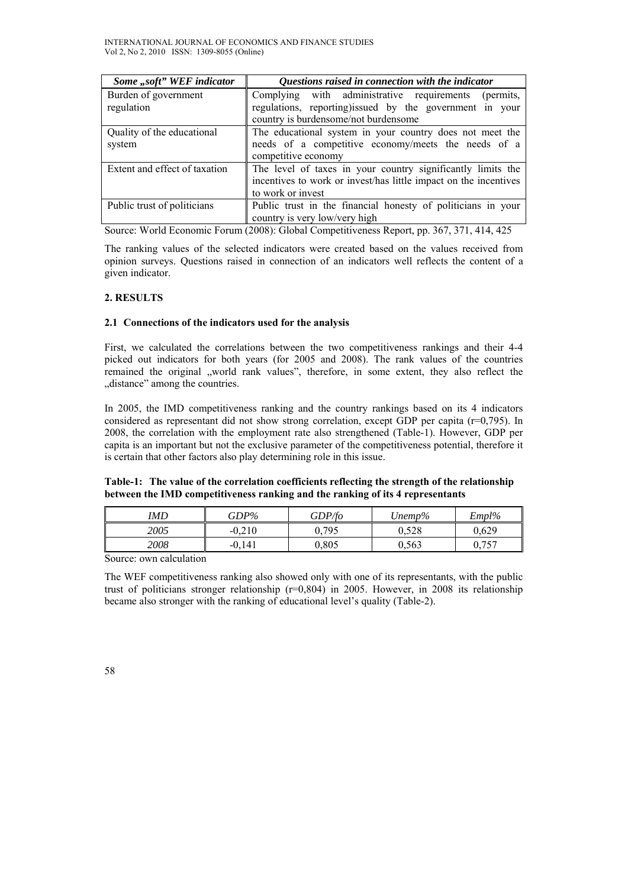| *Some „soft" WEF indicator* | *Questions raised in connection with the indicator* |
|---|---|
| Burden of government regulation | Complying with administrative requirements (permits, regulations, reporting)issued by the government in your country is burdensome/not burdensome |
| Quality of the educational system | The educational system in your country does not meet the needs of a competitive economy/meets the needs of a competitive economy |
| Extent and effect of taxation | The level of taxes in your country significantly limits the incentives to work or invest/has little impact on the incentives to work or invest |
| Public trust of politicians | Public trust in the financial honesty of politicians in your country is very low/very high |

Source: World Economic Forum (2008): Global Competitiveness Report, pp. 367, 371, 414, 425

The ranking values of the selected indicators were created based on the values received from opinion surveys. Questions raised in connection of an indicators well reflects the content of a given indicator.

## 2. RESULTS

### 2.1 Connections of the indicators used for the analysis

First, we calculated the correlations between the two competitiveness rankings and their 4-4 picked out indicators for both years (for 2005 and 2008). The rank values of the countries remained the original „world rank values", therefore, in some extent, they also reflect the „distance" among the countries.

In 2005, the IMD competitiveness ranking and the country rankings based on its 4 indicators considered as representant did not show strong correlation, except GDP per capita (r=0,795). In 2008, the correlation with the employment rate also strengthened (Table-1). However, GDP per capita is an important but not the exclusive parameter of the competitiveness potential, therefore it is certain that other factors also play determining role in this issue.

**Table-1: The value of the correlation coefficients reflecting the strength of the relationship between the IMD competitiveness ranking and the ranking of its 4 representants**

| *IMD* | *GDP%* | *GDP/fo* | *Unemp%* | *Empl%* |
|---|---|---|---|---|
| *2005* | -0,210 | 0,795 | 0,528 | 0,629 |
| *2008* | -0,141 | 0,805 | 0,563 | 0,757 |

Source: own calculation

The WEF competitiveness ranking also showed only with one of its representants, with the public trust of politicians stronger relationship (r=0,804) in 2005. However, in 2008 its relationship became also stronger with the ranking of educational level's quality (Table-2).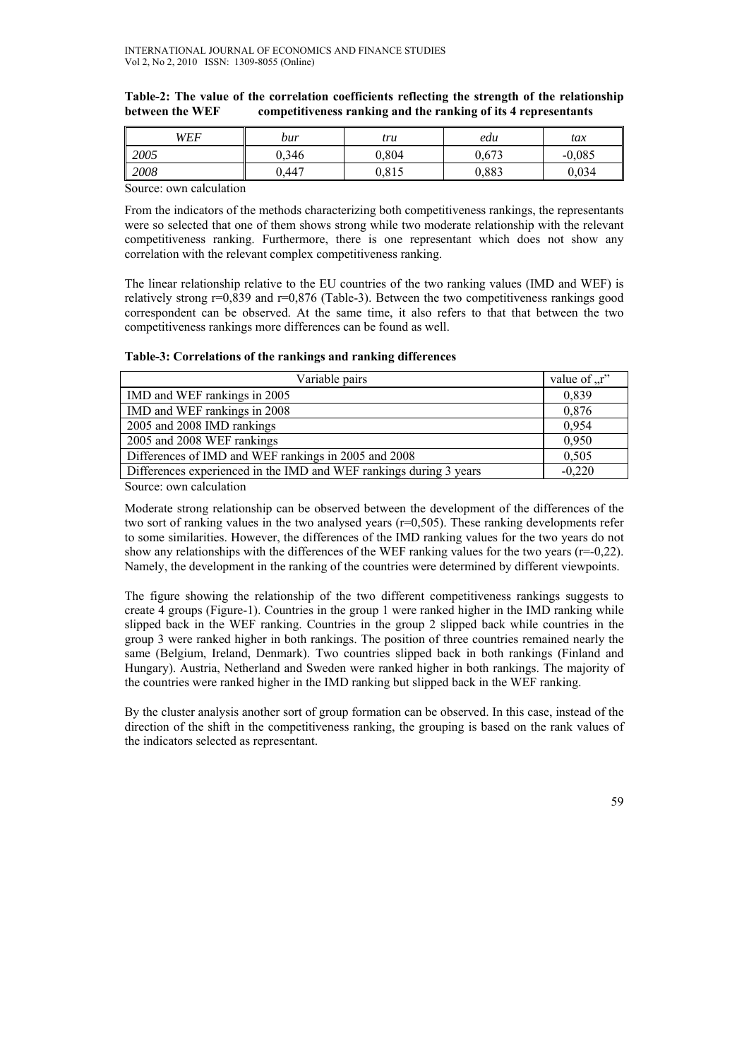**Table-2: The value of the correlation coefficients reflecting the strength of the relationship between the WEF competitiveness ranking and the ranking of its 4 representants**

| *WEF* | *bur* | *tru* | *edu* | *tax* |
|---|---|---|---|---|
| *2005* | 0,346 | 0,804 | 0,673 | -0,085 |
| *2008* | 0,447 | 0,815 | 0,883 | 0,034 |

Source: own calculation

From the indicators of the methods characterizing both competitiveness rankings, the representants were so selected that one of them shows strong while two moderate relationship with the relevant competitiveness ranking. Furthermore, there is one representant which does not show any correlation with the relevant complex competitiveness ranking.

The linear relationship relative to the EU countries of the two ranking values (IMD and WEF) is relatively strong r=0,839 and r=0,876 (Table-3). Between the two competitiveness rankings good correspondent can be observed. At the same time, it also refers to that that between the two competitiveness rankings more differences can be found as well.

**Table-3: Correlations of the rankings and ranking differences**

| Variable pairs | value of „r" |
|---|---|
| IMD and WEF rankings in 2005 | 0,839 |
| IMD and WEF rankings in 2008 | 0,876 |
| 2005 and 2008 IMD rankings | 0,954 |
| 2005 and 2008 WEF rankings | 0,950 |
| Differences of IMD and WEF rankings in 2005 and 2008 | 0,505 |
| Differences experienced in the IMD and WEF rankings during 3 years | -0,220 |

Source: own calculation

Moderate strong relationship can be observed between the development of the differences of the two sort of ranking values in the two analysed years (r=0,505). These ranking developments refer to some similarities. However, the differences of the IMD ranking values for the two years do not show any relationships with the differences of the WEF ranking values for the two years (r=-0,22). Namely, the development in the ranking of the countries were determined by different viewpoints.

The figure showing the relationship of the two different competitiveness rankings suggests to create 4 groups (Figure-1). Countries in the group 1 were ranked higher in the IMD ranking while slipped back in the WEF ranking. Countries in the group 2 slipped back while countries in the group 3 were ranked higher in both rankings. The position of three countries remained nearly the same (Belgium, Ireland, Denmark). Two countries slipped back in both rankings (Finland and Hungary). Austria, Netherland and Sweden were ranked higher in both rankings. The majority of the countries were ranked higher in the IMD ranking but slipped back in the WEF ranking.

By the cluster analysis another sort of group formation can be observed. In this case, instead of the direction of the shift in the competitiveness ranking, the grouping is based on the rank values of the indicators selected as representant.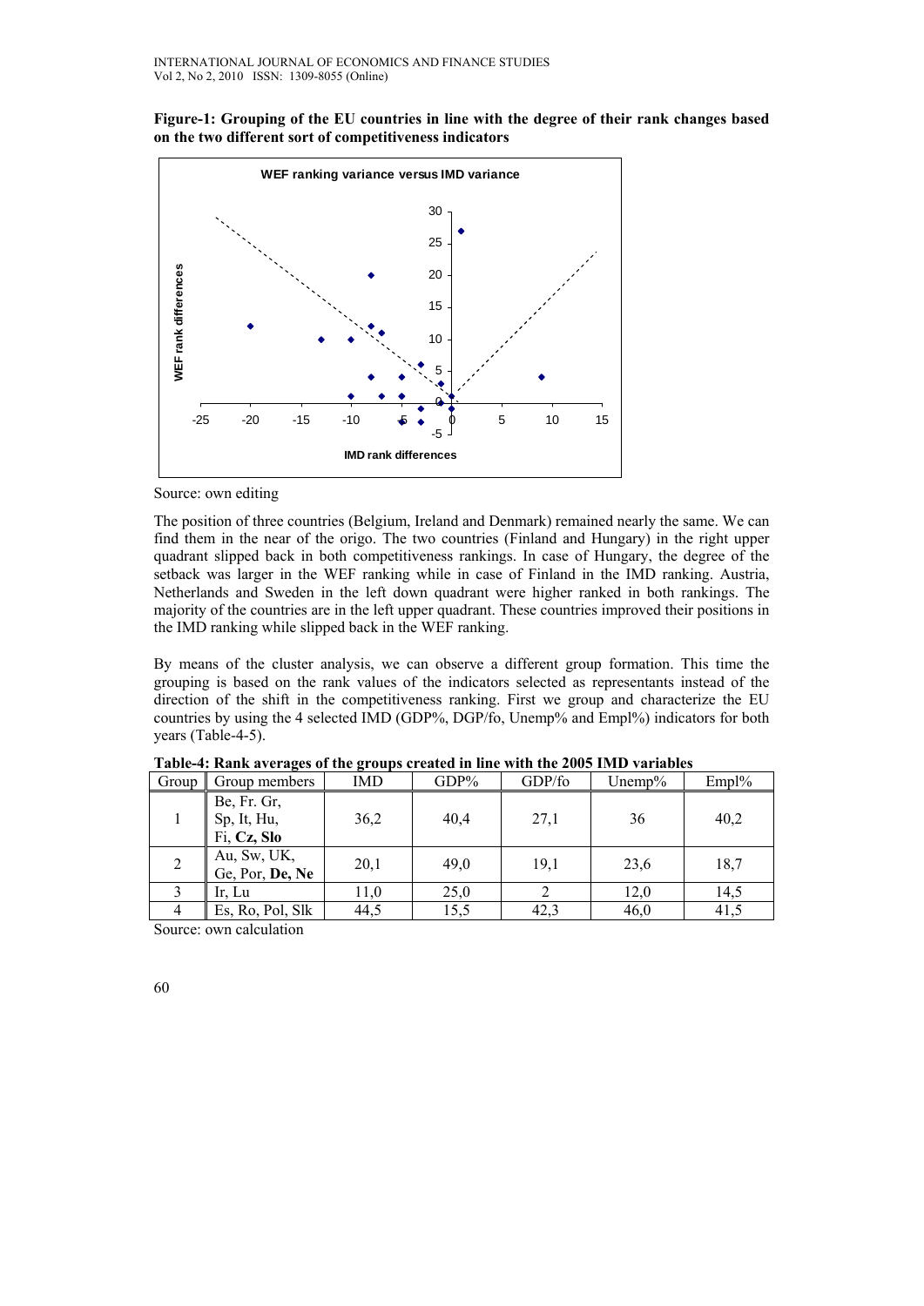**Figure-1: Grouping of the EU countries in line with the degree of their rank changes based on the two different sort of competitiveness indicators**

Source: own editing

The position of three countries (Belgium, Ireland and Denmark) remained nearly the same. We can find them in the near of the origo. The two countries (Finland and Hungary) in the right upper quadrant slipped back in both competitiveness rankings. In case of Hungary, the degree of the setback was larger in the WEF ranking while in case of Finland in the IMD ranking. Austria, Netherlands and Sweden in the left down quadrant were higher ranked in both rankings. The majority of the countries are in the left upper quadrant. These countries improved their positions in the IMD ranking while slipped back in the WEF ranking.

By means of the cluster analysis, we can observe a different group formation. This time the grouping is based on the rank values of the indicators selected as representants instead of the direction of the shift in the competitiveness ranking. First we group and characterize the EU countries by using the 4 selected IMD (GDP%, DGP/fo, Unemp% and Empl%) indicators for both years (Table-4-5).

**Table-4: Rank averages of the groups created in line with the 2005 IMD variables**

| Group | Group members | IMD | GDP% | GDP/fo | Unemp% | Empl% |
|---|---|---|---|---|---|---|
| 1 | Be, Fr. Gr, Sp, It, Hu, Fi, **Cz, Slo** | 36,2 | 40,4 | 27,1 | 36 | 40,2 |
| 2 | Au, Sw, UK, Ge, Por, **De, Ne** | 20,1 | 49,0 | 19,1 | 23,6 | 18,7 |
| 3 | Ir, Lu | 11,0 | 25,0 | 2 | 12,0 | 14,5 |
| 4 | Es, Ro, Pol, Slk | 44,5 | 15,5 | 42,3 | 46,0 | 41,5 |

Source: own calculation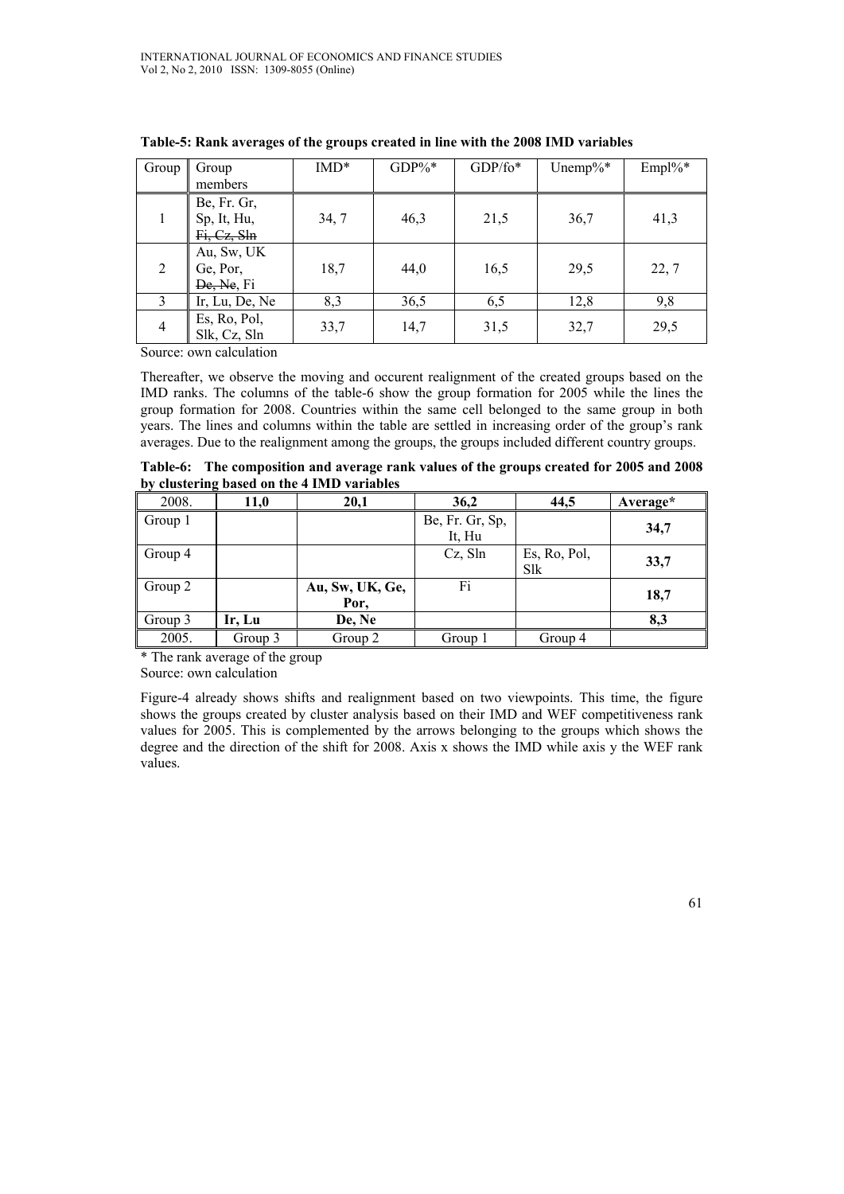**Table-5: Rank averages of the groups created in line with the 2008 IMD variables**

| Group | Group members | IMD* | GDP%* | GDP/fo* | Unemp%* | Empl%* |
|---|---|---|---|---|---|---|
| 1 | Be, Fr. Gr, Sp, It, Hu, ~~Fi, Cz, Sln~~ | 34, 7 | 46,3 | 21,5 | 36,7 | 41,3 |
| 2 | Au, Sw, UK Ge, Por, ~~De, Ne~~, Fi | 18,7 | 44,0 | 16,5 | 29,5 | 22, 7 |
| 3 | Ir, Lu, De, Ne | 8,3 | 36,5 | 6,5 | 12,8 | 9,8 |
| 4 | Es, Ro, Pol, Slk, Cz, Sln | 33,7 | 14,7 | 31,5 | 32,7 | 29,5 |

Source: own calculation

Thereafter, we observe the moving and occurent realignment of the created groups based on the IMD ranks. The columns of the table-6 show the group formation for 2005 while the lines the group formation for 2008. Countries within the same cell belonged to the same group in both years. The lines and columns within the table are settled in increasing order of the group's rank averages. Due to the realignment among the groups, the groups included different country groups.

**Table-6: The composition and average rank values of the groups created for 2005 and 2008 by clustering based on the 4 IMD variables**

| 2008. | **11,0** | **20,1** | **36,2** | **44,5** | **Average*** |
|---|---|---|---|---|---|
| Group 1 | | | Be, Fr. Gr, Sp, It, Hu | | **34,7** |
| Group 4 | | | Cz, Sln | Es, Ro, Pol, Slk | **33,7** |
| Group 2 | | **Au, Sw, UK, Ge, Por,** | Fi | | **18,7** |
| Group 3 | **Ir, Lu** | **De, Ne** | | | **8,3** |
| 2005. | Group 3 | Group 2 | Group 1 | Group 4 | |

\* The rank average of the group

Source: own calculation

Figure-4 already shows shifts and realignment based on two viewpoints. This time, the figure shows the groups created by cluster analysis based on their IMD and WEF competitiveness rank values for 2005. This is complemented by the arrows belonging to the groups which shows the degree and the direction of the shift for 2008. Axis x shows the IMD while axis y the WEF rank values.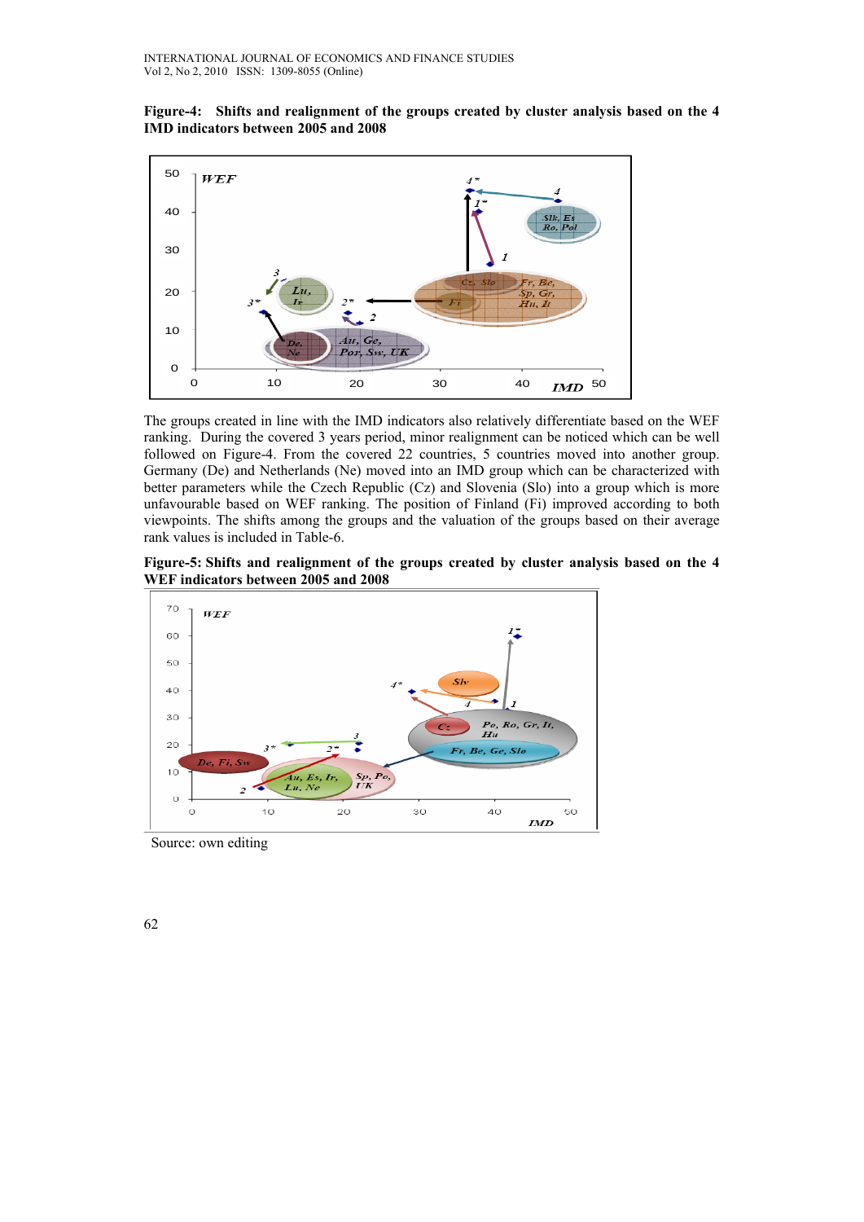**Figure-4: Shifts and realignment of the groups created by cluster analysis based on the 4 IMD indicators between 2005 and 2008**

The groups created in line with the IMD indicators also relatively differentiate based on the WEF ranking. During the covered 3 years period, minor realignment can be noticed which can be well followed on Figure-4. From the covered 22 countries, 5 countries moved into another group. Germany (De) and Netherlands (Ne) moved into an IMD group which can be characterized with better parameters while the Czech Republic (Cz) and Slovenia (Slo) into a group which is more unfavourable based on WEF ranking. The position of Finland (Fi) improved according to both viewpoints. The shifts among the groups and the valuation of the groups based on their average rank values is included in Table-6.

**Figure-5: Shifts and realignment of the groups created by cluster analysis based on the 4 WEF indicators between 2005 and 2008**

Source: own editing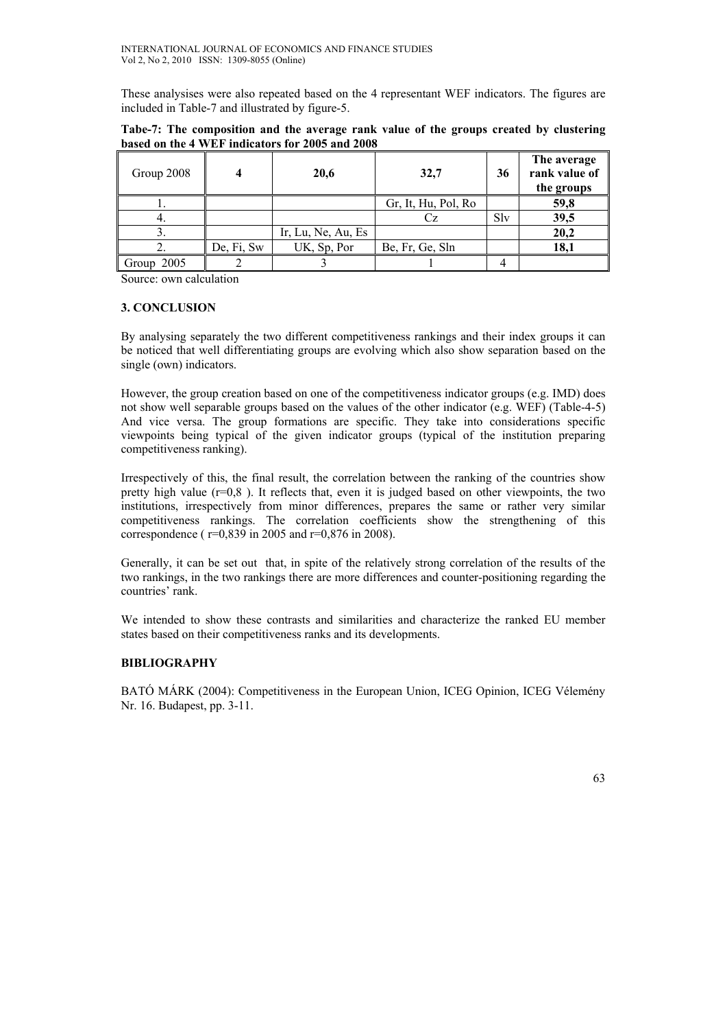These analysises were also repeated based on the 4 representant WEF indicators. The figures are included in Table-7 and illustrated by figure-5.

**Tabe-7: The composition and the average rank value of the groups created by clustering based on the 4 WEF indicators for 2005 and 2008**

| Group 2008 | **4** | **20,6** | **32,7** | **36** | **The average rank value of the groups** |
|---|---|---|---|---|---|
| 1. | | | Gr, It, Hu, Pol, Ro | | **59,8** |
| 4. | | | Cz | Slv | **39,5** |
| 3. | | Ir, Lu, Ne, Au, Es | | | **20,2** |
| 2. | De, Fi, Sw | UK, Sp, Por | Be, Fr, Ge, Sln | | **18,1** |
| Group 2005 | 2 | 3 | 1 | 4 | |

Source: own calculation

## 3. CONCLUSION

By analysing separately the two different competitiveness rankings and their index groups it can be noticed that well differentiating groups are evolving which also show separation based on the single (own) indicators.

However, the group creation based on one of the competitiveness indicator groups (e.g. IMD) does not show well separable groups based on the values of the other indicator (e.g. WEF) (Table-4-5) And vice versa. The group formations are specific. They take into considerations specific viewpoints being typical of the given indicator groups (typical of the institution preparing competitiveness ranking).

Irrespectively of this, the final result, the correlation between the ranking of the countries show pretty high value (r=0,8 ). It reflects that, even it is judged based on other viewpoints, the two institutions, irrespectively from minor differences, prepares the same or rather very similar competitiveness rankings. The correlation coefficients show the strengthening of this correspondence ( r=0,839 in 2005 and r=0,876 in 2008).

Generally, it can be set out that, in spite of the relatively strong correlation of the results of the two rankings, in the two rankings there are more differences and counter-positioning regarding the countries' rank.

We intended to show these contrasts and similarities and characterize the ranked EU member states based on their competitiveness ranks and its developments.

## BIBLIOGRAPHY

BATÓ MÁRK (2004): Competitiveness in the European Union, ICEG Opinion, ICEG Vélemény Nr. 16. Budapest, pp. 3-11.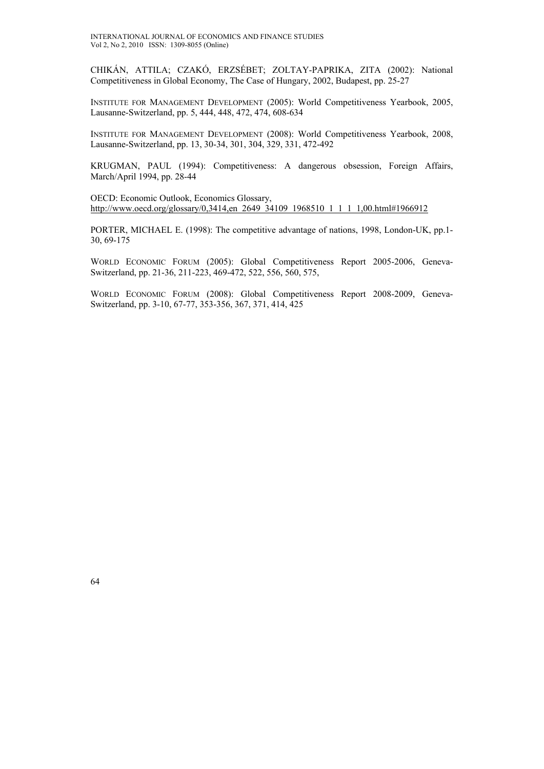CHIKÁN, ATTILA; CZAKÓ, ERZSÉBET; ZOLTAY-PAPRIKA, ZITA (2002): National Competitiveness in Global Economy, The Case of Hungary, 2002, Budapest, pp. 25-27

INSTITUTE FOR MANAGEMENT DEVELOPMENT (2005): World Competitiveness Yearbook, 2005, Lausanne-Switzerland, pp. 5, 444, 448, 472, 474, 608-634

INSTITUTE FOR MANAGEMENT DEVELOPMENT (2008): World Competitiveness Yearbook, 2008, Lausanne-Switzerland, pp. 13, 30-34, 301, 304, 329, 331, 472-492

KRUGMAN, PAUL (1994): Competitiveness: A dangerous obsession, Foreign Affairs, March/April 1994, pp. 28-44

OECD: Economic Outlook, Economics Glossary, http://www.oecd.org/glossary/0,3414,en_2649_34109_1968510_1_1_1_1,00.html#1966912

PORTER, MICHAEL E. (1998): The competitive advantage of nations, 1998, London-UK, pp.1-30, 69-175

WORLD ECONOMIC FORUM (2005): Global Competitiveness Report 2005-2006, Geneva-Switzerland, pp. 21-36, 211-223, 469-472, 522, 556, 560, 575,

WORLD ECONOMIC FORUM (2008): Global Competitiveness Report 2008-2009, Geneva-Switzerland, pp. 3-10, 67-77, 353-356, 367, 371, 414, 425